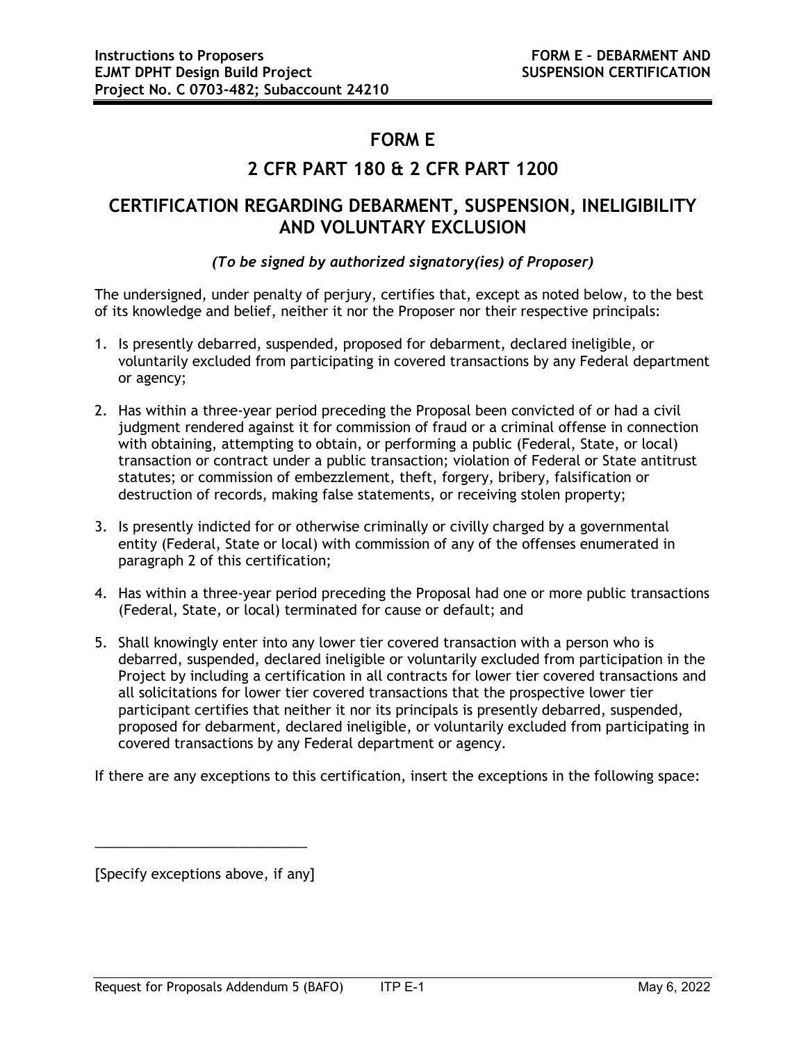# FORM E

## 2 CFR PART 180 & 2 CFR PART 1200

## CERTIFICATION REGARDING DEBARMENT, SUSPENSION, INELIGIBILITY AND VOLUNTARY EXCLUSION

*(To be signed by authorized signatory(ies) of Proposer)*

The undersigned, under penalty of perjury, certifies that, except as noted below, to the best of its knowledge and belief, neither it nor the Proposer nor their respective principals:

1. Is presently debarred, suspended, proposed for debarment, declared ineligible, or voluntarily excluded from participating in covered transactions by any Federal department or agency;

2. Has within a three-year period preceding the Proposal been convicted of or had a civil judgment rendered against it for commission of fraud or a criminal offense in connection with obtaining, attempting to obtain, or performing a public (Federal, State, or local) transaction or contract under a public transaction; violation of Federal or State antitrust statutes; or commission of embezzlement, theft, forgery, bribery, falsification or destruction of records, making false statements, or receiving stolen property;

3. Is presently indicted for or otherwise criminally or civilly charged by a governmental entity (Federal, State or local) with commission of any of the offenses enumerated in paragraph 2 of this certification;

4. Has within a three-year period preceding the Proposal had one or more public transactions (Federal, State, or local) terminated for cause or default; and

5. Shall knowingly enter into any lower tier covered transaction with a person who is debarred, suspended, declared ineligible or voluntarily excluded from participation in the Project by including a certification in all contracts for lower tier covered transactions and all solicitations for lower tier covered transactions that the prospective lower tier participant certifies that neither it nor its principals is presently debarred, suspended, proposed for debarment, declared ineligible, or voluntarily excluded from participating in covered transactions by any Federal department or agency.

If there are any exceptions to this certification, insert the exceptions in the following space:

_____________________________

[Specify exceptions above, if any]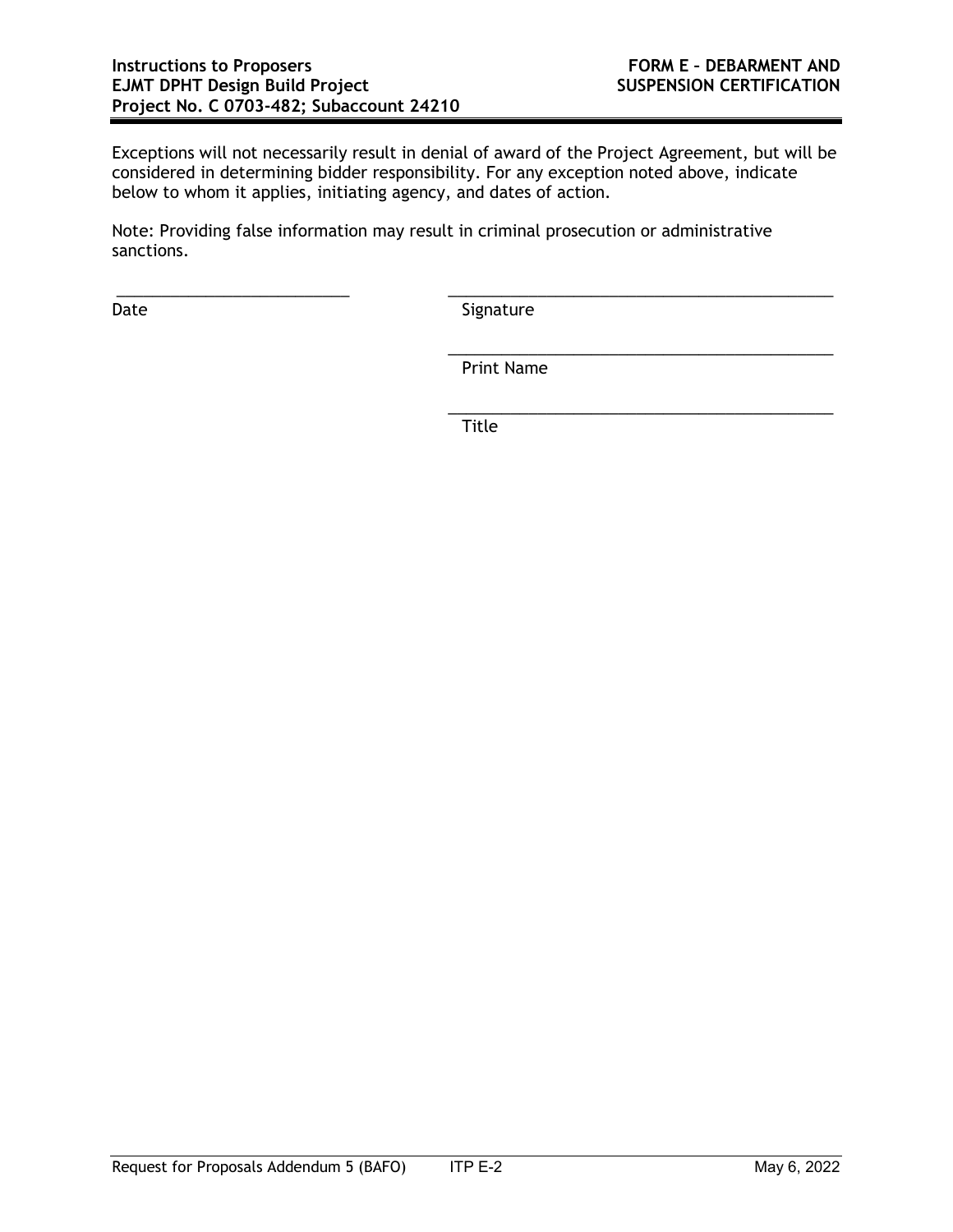Exceptions will not necessarily result in denial of award of the Project Agreement, but will be considered in determining bidder responsibility. For any exception noted above, indicate below to whom it applies, initiating agency, and dates of action.

Note: Providing false information may result in criminal prosecution or administrative sanctions.

| | |
|---|---|
| ___________________________ | ___________________________________________ |
| Date | Signature |
| | ___________________________________________ |
| | Print Name |
| | ___________________________________________ |
| | Title |